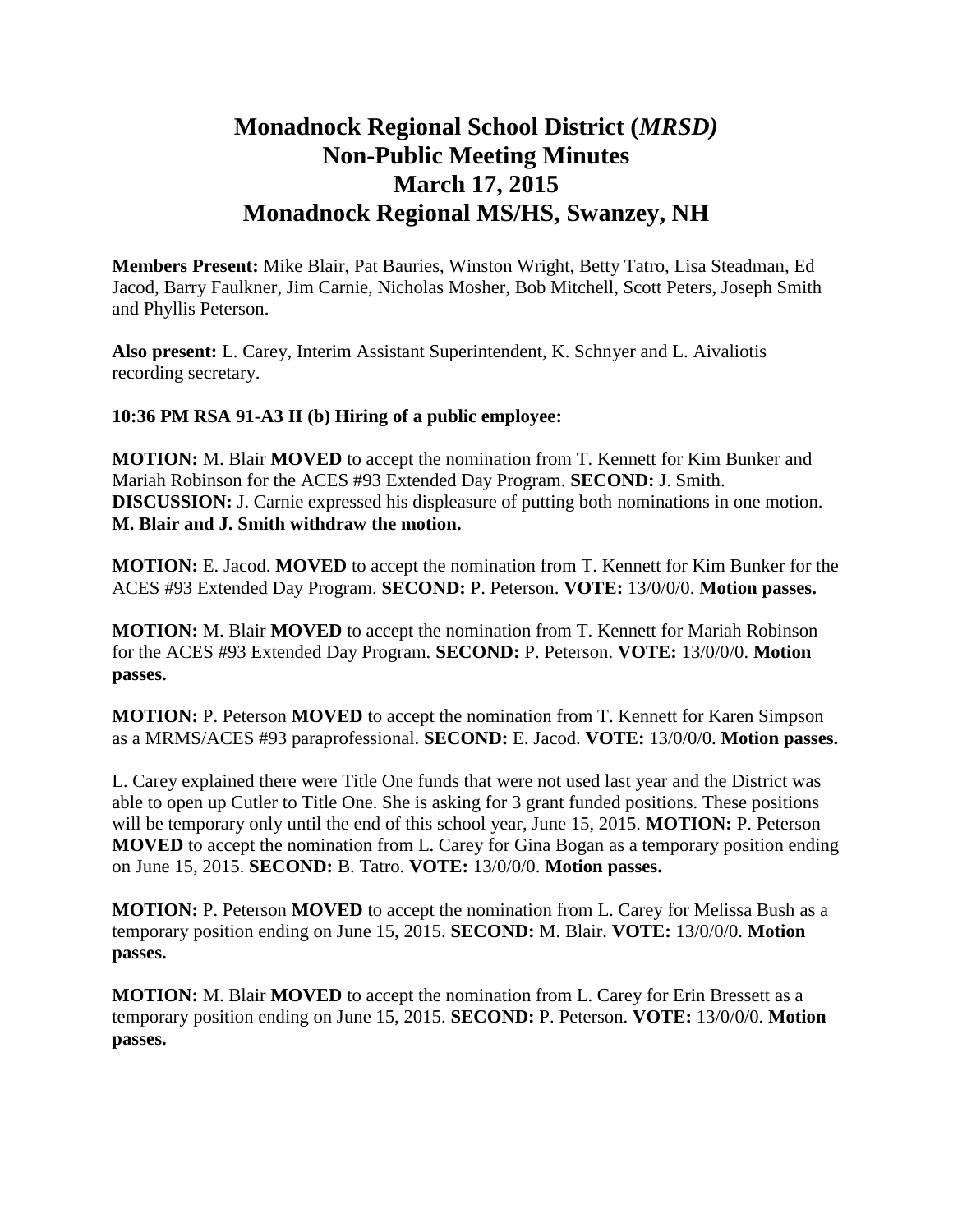# Monadnock Regional School District (*MRSD)*
# Non-Public Meeting Minutes
# March 17, 2015
# Monadnock Regional MS/HS, Swanzey, NH

**Members Present:** Mike Blair, Pat Bauries, Winston Wright, Betty Tatro, Lisa Steadman, Ed Jacod, Barry Faulkner, Jim Carnie, Nicholas Mosher, Bob Mitchell, Scott Peters, Joseph Smith and Phyllis Peterson.

**Also present:** L. Carey, Interim Assistant Superintendent, K. Schnyer and L. Aivaliotis recording secretary.

**10:36 PM RSA 91-A3 II (b) Hiring of a public employee:**

**MOTION:** M. Blair **MOVED** to accept the nomination from T. Kennett for Kim Bunker and Mariah Robinson for the ACES #93 Extended Day Program. **SECOND:** J. Smith. **DISCUSSION:** J. Carnie expressed his displeasure of putting both nominations in one motion. **M. Blair and J. Smith withdraw the motion.**

**MOTION:** E. Jacod. **MOVED** to accept the nomination from T. Kennett for Kim Bunker for the ACES #93 Extended Day Program. **SECOND:** P. Peterson. **VOTE:** 13/0/0/0. **Motion passes.**

**MOTION:** M. Blair **MOVED** to accept the nomination from T. Kennett for Mariah Robinson for the ACES #93 Extended Day Program. **SECOND:** P. Peterson. **VOTE:** 13/0/0/0. **Motion passes.**

**MOTION:** P. Peterson **MOVED** to accept the nomination from T. Kennett for Karen Simpson as a MRMS/ACES #93 paraprofessional. **SECOND:** E. Jacod. **VOTE:** 13/0/0/0. **Motion passes.**

L. Carey explained there were Title One funds that were not used last year and the District was able to open up Cutler to Title One. She is asking for 3 grant funded positions. These positions will be temporary only until the end of this school year, June 15, 2015. **MOTION:** P. Peterson **MOVED** to accept the nomination from L. Carey for Gina Bogan as a temporary position ending on June 15, 2015. **SECOND:** B. Tatro. **VOTE:** 13/0/0/0. **Motion passes.**

**MOTION:** P. Peterson **MOVED** to accept the nomination from L. Carey for Melissa Bush as a temporary position ending on June 15, 2015. **SECOND:** M. Blair. **VOTE:** 13/0/0/0. **Motion passes.**

**MOTION:** M. Blair **MOVED** to accept the nomination from L. Carey for Erin Bressett as a temporary position ending on June 15, 2015. **SECOND:** P. Peterson. **VOTE:** 13/0/0/0. **Motion passes.**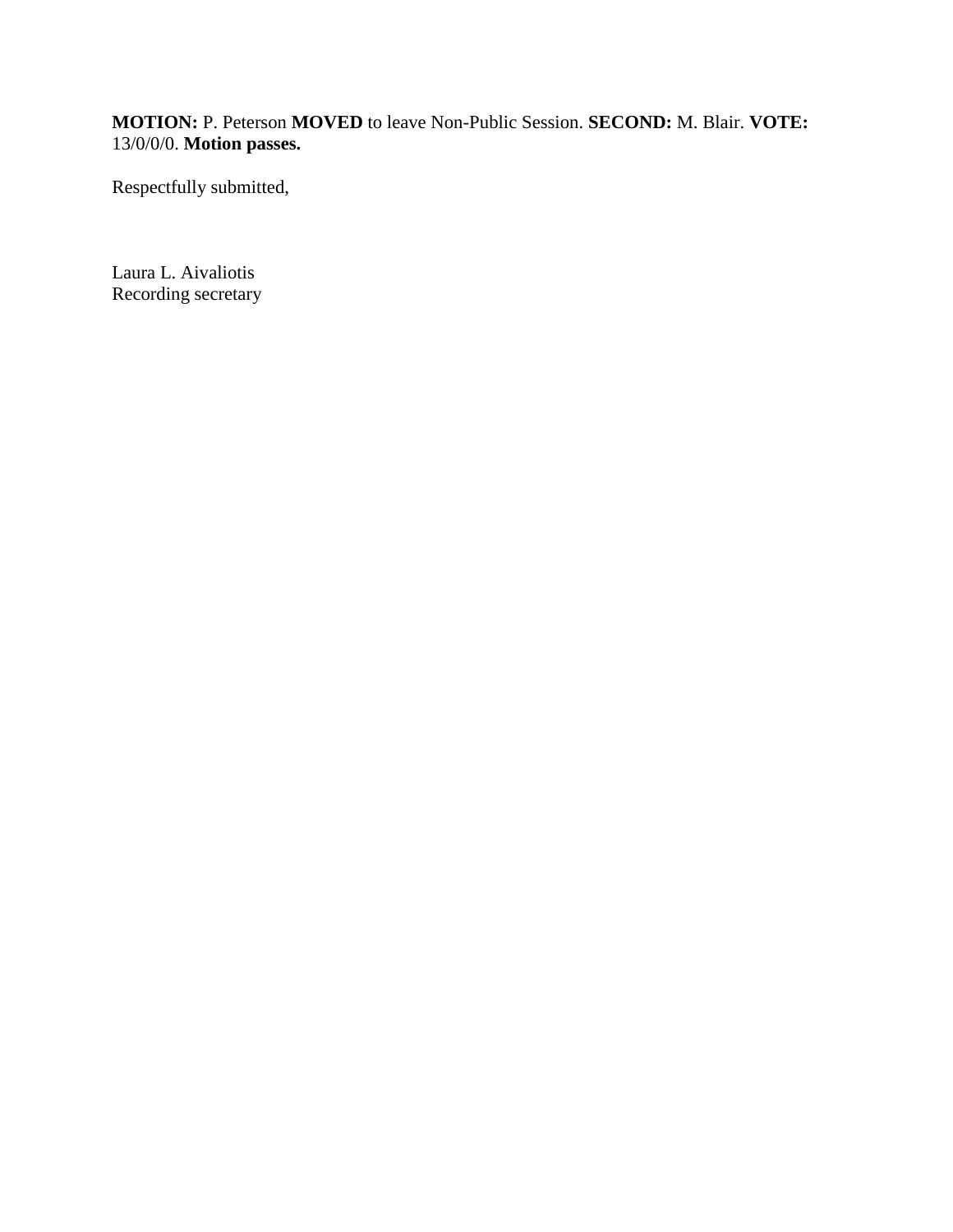**MOTION:** P. Peterson **MOVED** to leave Non-Public Session. **SECOND:** M. Blair. **VOTE:** 13/0/0/0. **Motion passes.**

Respectfully submitted,

Laura L. Aivaliotis
Recording secretary